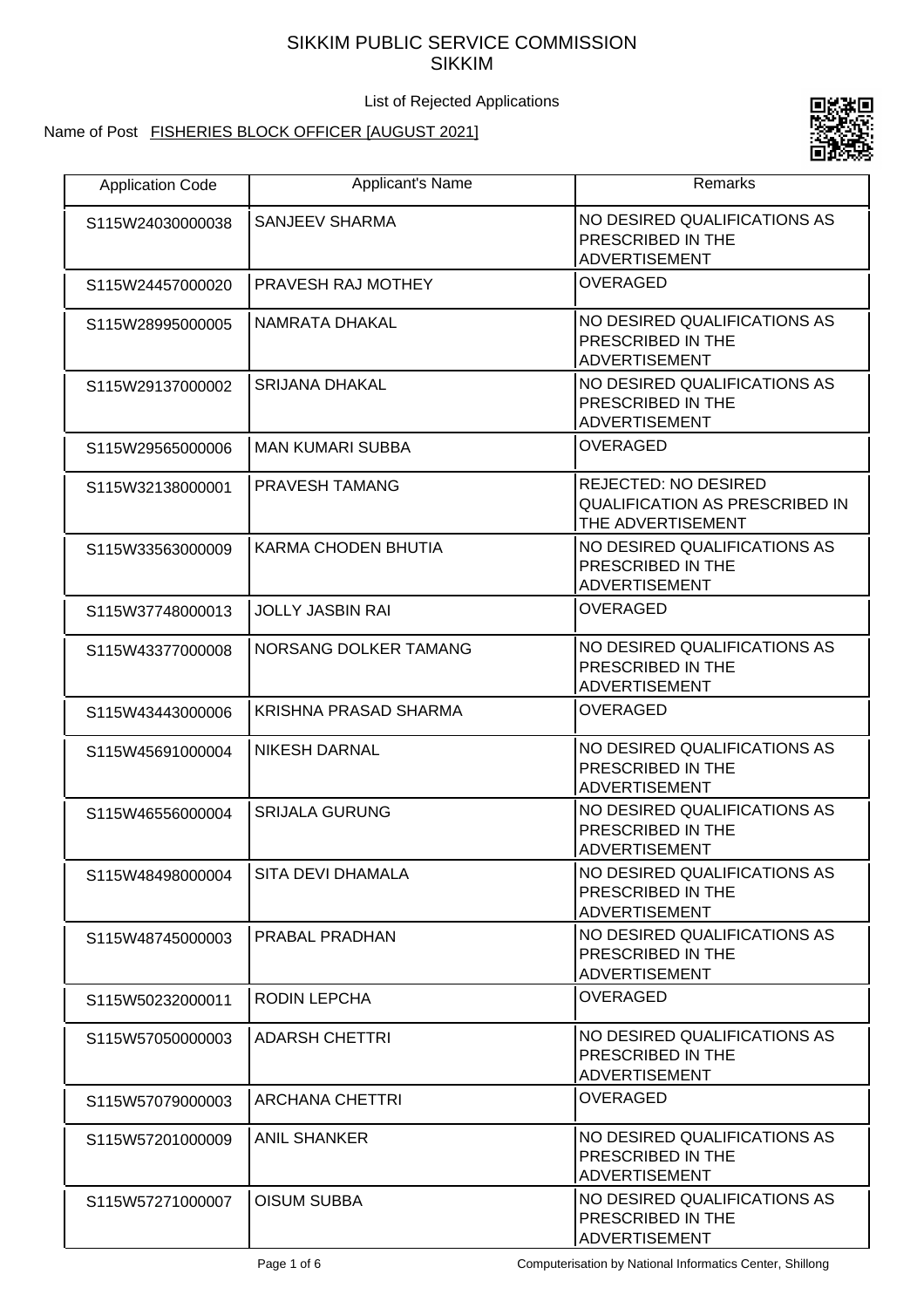# SIKKIM PUBLIC SERVICE COMMISSION
# SIKKIM

List of Rejected Applications

Name of Post FISHERIES BLOCK OFFICER [AUGUST 2021]

| Application Code | Applicant's Name | Remarks |
| --- | --- | --- |
| S115W24030000038 | SANJEEV SHARMA | NO DESIRED QUALIFICATIONS AS PRESCRIBED IN THE ADVERTISEMENT |
| S115W24457000020 | PRAVESH RAJ MOTHEY | OVERAGED |
| S115W28995000005 | NAMRATA DHAKAL | NO DESIRED QUALIFICATIONS AS PRESCRIBED IN THE ADVERTISEMENT |
| S115W29137000002 | SRIJANA DHAKAL | NO DESIRED QUALIFICATIONS AS PRESCRIBED IN THE ADVERTISEMENT |
| S115W29565000006 | MAN KUMARI SUBBA | OVERAGED |
| S115W32138000001 | PRAVESH TAMANG | REJECTED: NO DESIRED QUALIFICATION AS PRESCRIBED IN THE ADVERTISEMENT |
| S115W33563000009 | KARMA CHODEN BHUTIA | NO DESIRED QUALIFICATIONS AS PRESCRIBED IN THE ADVERTISEMENT |
| S115W37748000013 | JOLLY JASBIN RAI | OVERAGED |
| S115W43377000008 | NORSANG DOLKER TAMANG | NO DESIRED QUALIFICATIONS AS PRESCRIBED IN THE ADVERTISEMENT |
| S115W43443000006 | KRISHNA PRASAD SHARMA | OVERAGED |
| S115W45691000004 | NIKESH DARNAL | NO DESIRED QUALIFICATIONS AS PRESCRIBED IN THE ADVERTISEMENT |
| S115W46556000004 | SRIJALA GURUNG | NO DESIRED QUALIFICATIONS AS PRESCRIBED IN THE ADVERTISEMENT |
| S115W48498000004 | SITA DEVI DHAMALA | NO DESIRED QUALIFICATIONS AS PRESCRIBED IN THE ADVERTISEMENT |
| S115W48745000003 | PRABAL PRADHAN | NO DESIRED QUALIFICATIONS AS PRESCRIBED IN THE ADVERTISEMENT |
| S115W50232000011 | RODIN LEPCHA | OVERAGED |
| S115W57050000003 | ADARSH CHETTRI | NO DESIRED QUALIFICATIONS AS PRESCRIBED IN THE ADVERTISEMENT |
| S115W57079000003 | ARCHANA CHETTRI | OVERAGED |
| S115W57201000009 | ANIL SHANKER | NO DESIRED QUALIFICATIONS AS PRESCRIBED IN THE ADVERTISEMENT |
| S115W57271000007 | OISUM SUBBA | NO DESIRED QUALIFICATIONS AS PRESCRIBED IN THE ADVERTISEMENT |

Computerisation by National Informatics Center, Shillong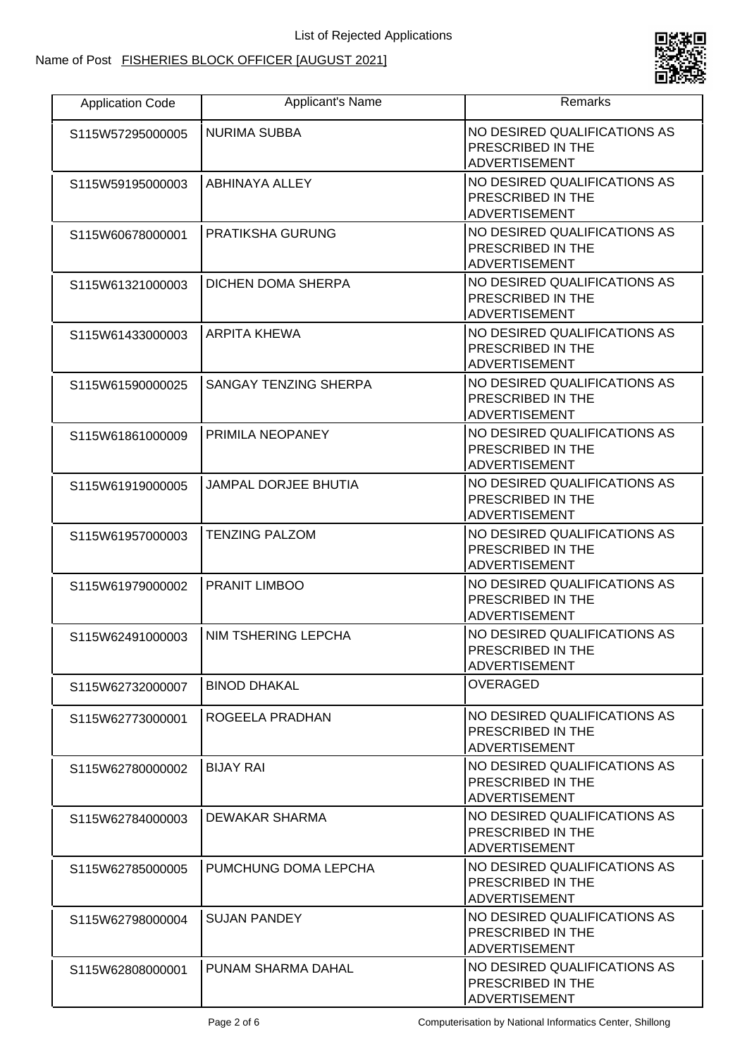List of Rejected Applications

Name of Post FISHERIES BLOCK OFFICER [AUGUST 2021]

| Application Code | Applicant's Name | Remarks |
|---|---|---|
| S115W57295000005 | NURIMA SUBBA | NO DESIRED QUALIFICATIONS AS PRESCRIBED IN THE ADVERTISEMENT |
| S115W59195000003 | ABHINAYA ALLEY | NO DESIRED QUALIFICATIONS AS PRESCRIBED IN THE ADVERTISEMENT |
| S115W60678000001 | PRATIKSHA GURUNG | NO DESIRED QUALIFICATIONS AS PRESCRIBED IN THE ADVERTISEMENT |
| S115W61321000003 | DICHEN DOMA SHERPA | NO DESIRED QUALIFICATIONS AS PRESCRIBED IN THE ADVERTISEMENT |
| S115W61433000003 | ARPITA KHEWA | NO DESIRED QUALIFICATIONS AS PRESCRIBED IN THE ADVERTISEMENT |
| S115W61590000025 | SANGAY TENZING SHERPA | NO DESIRED QUALIFICATIONS AS PRESCRIBED IN THE ADVERTISEMENT |
| S115W61861000009 | PRIMILA NEOPANEY | NO DESIRED QUALIFICATIONS AS PRESCRIBED IN THE ADVERTISEMENT |
| S115W61919000005 | JAMPAL DORJEE BHUTIA | NO DESIRED QUALIFICATIONS AS PRESCRIBED IN THE ADVERTISEMENT |
| S115W61957000003 | TENZING PALZOM | NO DESIRED QUALIFICATIONS AS PRESCRIBED IN THE ADVERTISEMENT |
| S115W61979000002 | PRANIT LIMBOO | NO DESIRED QUALIFICATIONS AS PRESCRIBED IN THE ADVERTISEMENT |
| S115W62491000003 | NIM TSHERING LEPCHA | NO DESIRED QUALIFICATIONS AS PRESCRIBED IN THE ADVERTISEMENT |
| S115W62732000007 | BINOD DHAKAL | OVERAGED |
| S115W62773000001 | ROGEELA PRADHAN | NO DESIRED QUALIFICATIONS AS PRESCRIBED IN THE ADVERTISEMENT |
| S115W62780000002 | BIJAY RAI | NO DESIRED QUALIFICATIONS AS PRESCRIBED IN THE ADVERTISEMENT |
| S115W62784000003 | DEWAKAR SHARMA | NO DESIRED QUALIFICATIONS AS PRESCRIBED IN THE ADVERTISEMENT |
| S115W62785000005 | PUMCHUNG DOMA LEPCHA | NO DESIRED QUALIFICATIONS AS PRESCRIBED IN THE ADVERTISEMENT |
| S115W62798000004 | SUJAN PANDEY | NO DESIRED QUALIFICATIONS AS PRESCRIBED IN THE ADVERTISEMENT |
| S115W62808000001 | PUNAM SHARMA DAHAL | NO DESIRED QUALIFICATIONS AS PRESCRIBED IN THE ADVERTISEMENT |

Computerisation by National Informatics Center, Shillong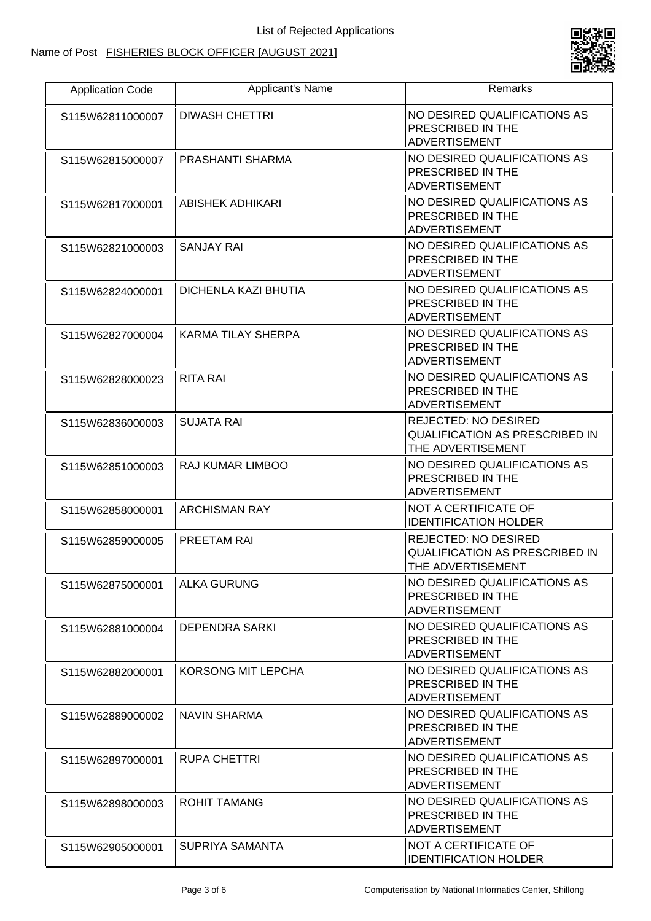List of Rejected Applications

Name of Post FISHERIES BLOCK OFFICER [AUGUST 2021]

| Application Code | Applicant's Name | Remarks |
|---|---|---|
| S115W62811000007 | DIWASH CHETTRI | NO DESIRED QUALIFICATIONS AS PRESCRIBED IN THE ADVERTISEMENT |
| S115W62815000007 | PRASHANTI SHARMA | NO DESIRED QUALIFICATIONS AS PRESCRIBED IN THE ADVERTISEMENT |
| S115W62817000001 | ABISHEK ADHIKARI | NO DESIRED QUALIFICATIONS AS PRESCRIBED IN THE ADVERTISEMENT |
| S115W62821000003 | SANJAY RAI | NO DESIRED QUALIFICATIONS AS PRESCRIBED IN THE ADVERTISEMENT |
| S115W62824000001 | DICHENLA KAZI BHUTIA | NO DESIRED QUALIFICATIONS AS PRESCRIBED IN THE ADVERTISEMENT |
| S115W62827000004 | KARMA TILAY SHERPA | NO DESIRED QUALIFICATIONS AS PRESCRIBED IN THE ADVERTISEMENT |
| S115W62828000023 | RITA RAI | NO DESIRED QUALIFICATIONS AS PRESCRIBED IN THE ADVERTISEMENT |
| S115W62836000003 | SUJATA RAI | REJECTED: NO DESIRED QUALIFICATION AS PRESCRIBED IN THE ADVERTISEMENT |
| S115W62851000003 | RAJ KUMAR LIMBOO | NO DESIRED QUALIFICATIONS AS PRESCRIBED IN THE ADVERTISEMENT |
| S115W62858000001 | ARCHISMAN RAY | NOT A CERTIFICATE OF IDENTIFICATION HOLDER |
| S115W62859000005 | PREETAM RAI | REJECTED: NO DESIRED QUALIFICATION AS PRESCRIBED IN THE ADVERTISEMENT |
| S115W62875000001 | ALKA GURUNG | NO DESIRED QUALIFICATIONS AS PRESCRIBED IN THE ADVERTISEMENT |
| S115W62881000004 | DEPENDRA SARKI | NO DESIRED QUALIFICATIONS AS PRESCRIBED IN THE ADVERTISEMENT |
| S115W62882000001 | KORSONG MIT LEPCHA | NO DESIRED QUALIFICATIONS AS PRESCRIBED IN THE ADVERTISEMENT |
| S115W62889000002 | NAVIN SHARMA | NO DESIRED QUALIFICATIONS AS PRESCRIBED IN THE ADVERTISEMENT |
| S115W62897000001 | RUPA CHETTRI | NO DESIRED QUALIFICATIONS AS PRESCRIBED IN THE ADVERTISEMENT |
| S115W62898000003 | ROHIT TAMANG | NO DESIRED QUALIFICATIONS AS PRESCRIBED IN THE ADVERTISEMENT |
| S115W62905000001 | SUPRIYA SAMANTA | NOT A CERTIFICATE OF IDENTIFICATION HOLDER |

Computerisation by National Informatics Center, Shillong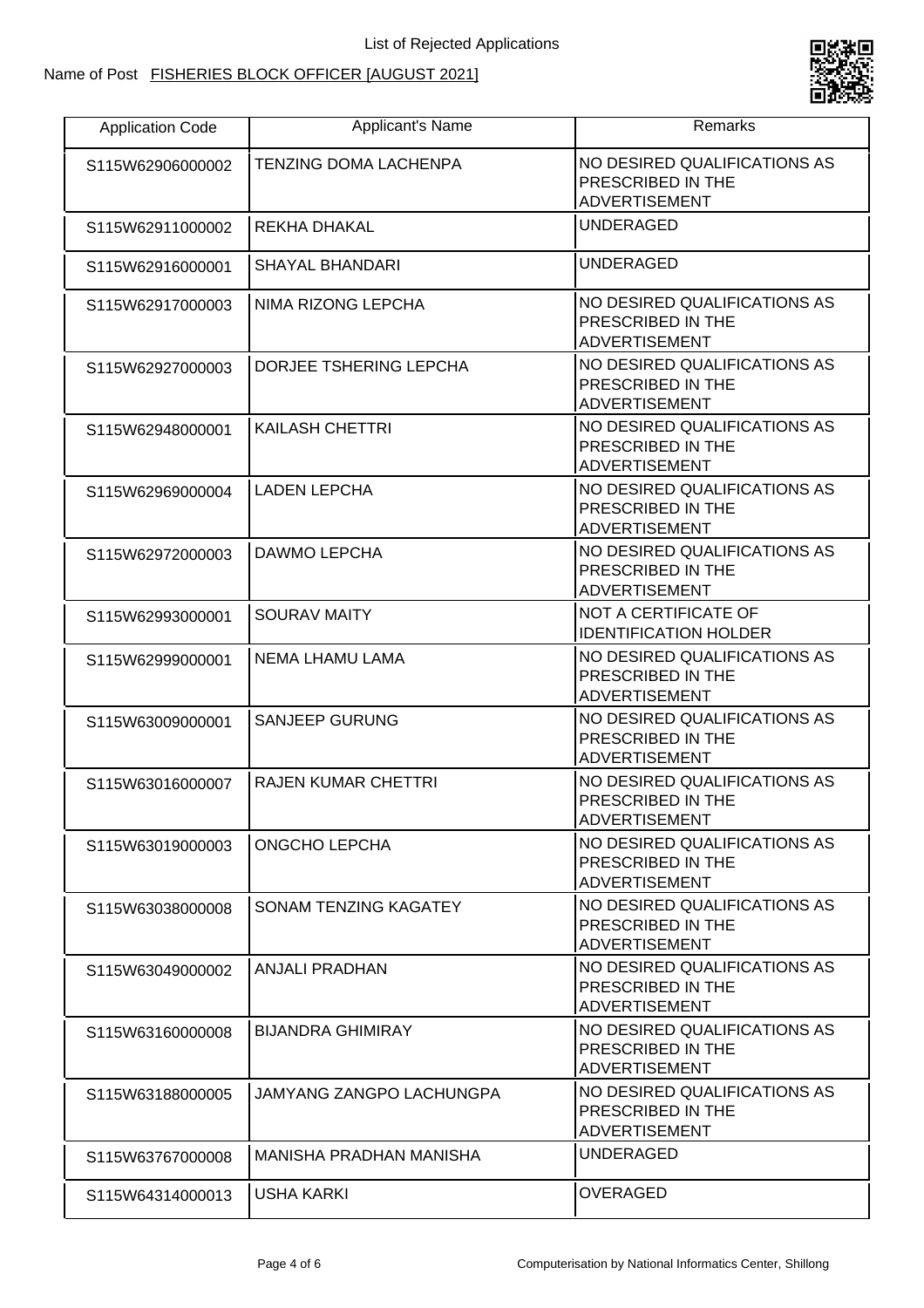List of Rejected Applications

Name of Post FISHERIES BLOCK OFFICER [AUGUST 2021]

| Application Code | Applicant's Name | Remarks |
| --- | --- | --- |
| S115W62906000002 | TENZING DOMA LACHENPA | NO DESIRED QUALIFICATIONS AS PRESCRIBED IN THE ADVERTISEMENT |
| S115W62911000002 | REKHA DHAKAL | UNDERAGED |
| S115W62916000001 | SHAYAL BHANDARI | UNDERAGED |
| S115W62917000003 | NIMA RIZONG LEPCHA | NO DESIRED QUALIFICATIONS AS PRESCRIBED IN THE ADVERTISEMENT |
| S115W62927000003 | DORJEE TSHERING LEPCHA | NO DESIRED QUALIFICATIONS AS PRESCRIBED IN THE ADVERTISEMENT |
| S115W62948000001 | KAILASH CHETTRI | NO DESIRED QUALIFICATIONS AS PRESCRIBED IN THE ADVERTISEMENT |
| S115W62969000004 | LADEN LEPCHA | NO DESIRED QUALIFICATIONS AS PRESCRIBED IN THE ADVERTISEMENT |
| S115W62972000003 | DAWMO LEPCHA | NO DESIRED QUALIFICATIONS AS PRESCRIBED IN THE ADVERTISEMENT |
| S115W62993000001 | SOURAV MAITY | NOT A CERTIFICATE OF IDENTIFICATION HOLDER |
| S115W62999000001 | NEMA LHAMU LAMA | NO DESIRED QUALIFICATIONS AS PRESCRIBED IN THE ADVERTISEMENT |
| S115W63009000001 | SANJEEP GURUNG | NO DESIRED QUALIFICATIONS AS PRESCRIBED IN THE ADVERTISEMENT |
| S115W63016000007 | RAJEN KUMAR CHETTRI | NO DESIRED QUALIFICATIONS AS PRESCRIBED IN THE ADVERTISEMENT |
| S115W63019000003 | ONGCHO LEPCHA | NO DESIRED QUALIFICATIONS AS PRESCRIBED IN THE ADVERTISEMENT |
| S115W63038000008 | SONAM TENZING KAGATEY | NO DESIRED QUALIFICATIONS AS PRESCRIBED IN THE ADVERTISEMENT |
| S115W63049000002 | ANJALI PRADHAN | NO DESIRED QUALIFICATIONS AS PRESCRIBED IN THE ADVERTISEMENT |
| S115W63160000008 | BIJANDRA GHIMIRAY | NO DESIRED QUALIFICATIONS AS PRESCRIBED IN THE ADVERTISEMENT |
| S115W63188000005 | JAMYANG ZANGPO LACHUNGPA | NO DESIRED QUALIFICATIONS AS PRESCRIBED IN THE ADVERTISEMENT |
| S115W63767000008 | MANISHA PRADHAN MANISHA | UNDERAGED |
| S115W64314000013 | USHA KARKI | OVERAGED |

Computerisation by National Informatics Center, Shillong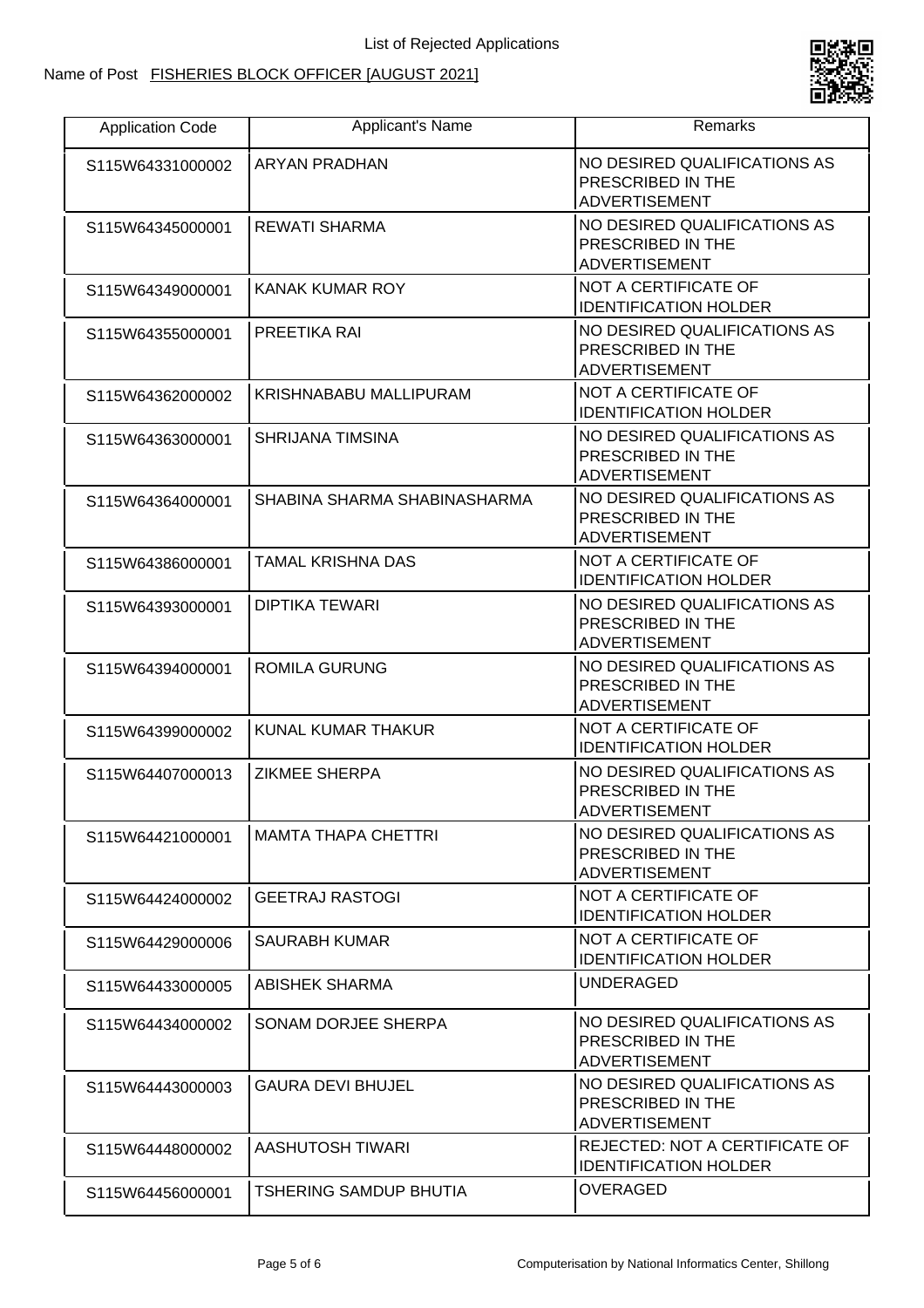List of Rejected Applications

Name of Post FISHERIES BLOCK OFFICER [AUGUST 2021]

| Application Code | Applicant's Name | Remarks |
|---|---|---|
| S115W64331000002 | ARYAN PRADHAN | NO DESIRED QUALIFICATIONS AS PRESCRIBED IN THE ADVERTISEMENT |
| S115W64345000001 | REWATI SHARMA | NO DESIRED QUALIFICATIONS AS PRESCRIBED IN THE ADVERTISEMENT |
| S115W64349000001 | KANAK KUMAR ROY | NOT A CERTIFICATE OF IDENTIFICATION HOLDER |
| S115W64355000001 | PREETIKA RAI | NO DESIRED QUALIFICATIONS AS PRESCRIBED IN THE ADVERTISEMENT |
| S115W64362000002 | KRISHNABABU MALLIPURAM | NOT A CERTIFICATE OF IDENTIFICATION HOLDER |
| S115W64363000001 | SHRIJANA TIMSINA | NO DESIRED QUALIFICATIONS AS PRESCRIBED IN THE ADVERTISEMENT |
| S115W64364000001 | SHABINA SHARMA SHABINASHARMA | NO DESIRED QUALIFICATIONS AS PRESCRIBED IN THE ADVERTISEMENT |
| S115W64386000001 | TAMAL KRISHNA DAS | NOT A CERTIFICATE OF IDENTIFICATION HOLDER |
| S115W64393000001 | DIPTIKA TEWARI | NO DESIRED QUALIFICATIONS AS PRESCRIBED IN THE ADVERTISEMENT |
| S115W64394000001 | ROMILA GURUNG | NO DESIRED QUALIFICATIONS AS PRESCRIBED IN THE ADVERTISEMENT |
| S115W64399000002 | KUNAL KUMAR THAKUR | NOT A CERTIFICATE OF IDENTIFICATION HOLDER |
| S115W64407000013 | ZIKMEE SHERPA | NO DESIRED QUALIFICATIONS AS PRESCRIBED IN THE ADVERTISEMENT |
| S115W64421000001 | MAMTA THAPA CHETTRI | NO DESIRED QUALIFICATIONS AS PRESCRIBED IN THE ADVERTISEMENT |
| S115W64424000002 | GEETRAJ RASTOGI | NOT A CERTIFICATE OF IDENTIFICATION HOLDER |
| S115W64429000006 | SAURABH KUMAR | NOT A CERTIFICATE OF IDENTIFICATION HOLDER |
| S115W64433000005 | ABISHEK SHARMA | UNDERAGED |
| S115W64434000002 | SONAM DORJEE SHERPA | NO DESIRED QUALIFICATIONS AS PRESCRIBED IN THE ADVERTISEMENT |
| S115W64443000003 | GAURA DEVI BHUJEL | NO DESIRED QUALIFICATIONS AS PRESCRIBED IN THE ADVERTISEMENT |
| S115W64448000002 | AASHUTOSH TIWARI | REJECTED: NOT A CERTIFICATE OF IDENTIFICATION HOLDER |
| S115W64456000001 | TSHERING SAMDUP BHUTIA | OVERAGED |

Computerisation by National Informatics Center, Shillong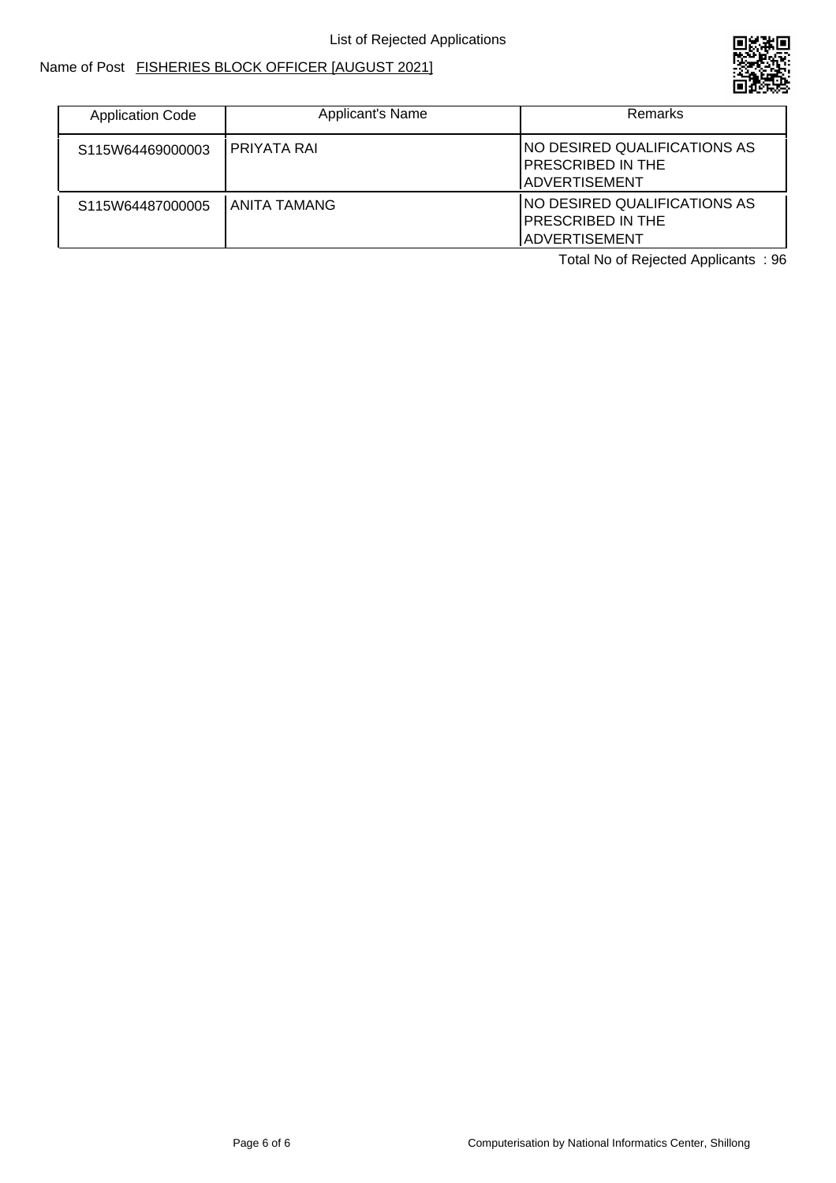List of Rejected Applications

Name of Post FISHERIES BLOCK OFFICER [AUGUST 2021]

| Application Code | Applicant's Name | Remarks |
| --- | --- | --- |
| S115W64469000003 | PRIYATA RAI | NO DESIRED QUALIFICATIONS AS PRESCRIBED IN THE ADVERTISEMENT |
| S115W64487000005 | ANITA TAMANG | NO DESIRED QUALIFICATIONS AS PRESCRIBED IN THE ADVERTISEMENT |

Total No of Rejected Applicants : 96

Computerisation by National Informatics Center, Shillong